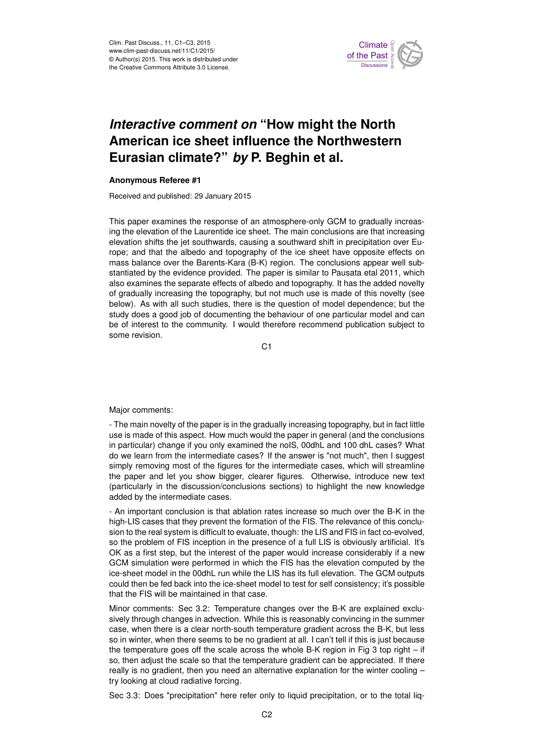# *Interactive comment on* "How might the North American ice sheet influence the Northwestern Eurasian climate?" *by* P. Beghin et al.

**Anonymous Referee #1**

Received and published: 29 January 2015

This paper examines the response of an atmosphere-only GCM to gradually increasing the elevation of the Laurentide ice sheet. The main conclusions are that increasing elevation shifts the jet southwards, causing a southward shift in precipitation over Europe; and that the albedo and topography of the ice sheet have opposite effects on mass balance over the Barents-Kara (B-K) region. The conclusions appear well substantiated by the evidence provided. The paper is similar to Pausata etal 2011, which also examines the separate effects of albedo and topography. It has the added novelty of gradually increasing the topography, but not much use is made of this novelty (see below). As with all such studies, there is the question of model dependence; but the study does a good job of documenting the behaviour of one particular model and can be of interest to the community. I would therefore recommend publication subject to some revision.

Major comments:

- The main novelty of the paper is in the gradually increasing topography, but in fact little use is made of this aspect. How much would the paper in general (and the conclusions in particular) change if you only examined the noIS, 00dhL and 100 dhL cases? What do we learn from the intermediate cases? If the answer is "not much", then I suggest simply removing most of the figures for the intermediate cases, which will streamline the paper and let you show bigger, clearer figures. Otherwise, introduce new text (particularly in the discussion/conclusions sections) to highlight the new knowledge added by the intermediate cases.

- An important conclusion is that ablation rates increase so much over the B-K in the high-LIS cases that they prevent the formation of the FIS. The relevance of this conclusion to the real system is difficult to evaluate, though: the LIS and FIS in fact co-evolved, so the problem of FIS inception in the presence of a full LIS is obviously artificial. It's OK as a first step, but the interest of the paper would increase considerably if a new GCM simulation were performed in which the FIS has the elevation computed by the ice-sheet model in the 00dhL run while the LIS has its full elevation. The GCM outputs could then be fed back into the ice-sheet model to test for self consistency; it's possible that the FIS will be maintained in that case.

Minor comments: Sec 3.2: Temperature changes over the B-K are explained exclusively through changes in advection. While this is reasonably convincing in the summer case, when there is a clear north-south temperature gradient across the B-K, but less so in winter, when there seems to be no gradient at all. I can't tell if this is just because the temperature goes off the scale across the whole B-K region in Fig 3 top right – if so, then adjust the scale so that the temperature gradient can be appreciated. If there really is no gradient, then you need an alternative explanation for the winter cooling – try looking at cloud radiative forcing.

Sec 3.3: Does "precipitation" here refer only to liquid precipitation, or to the total liq-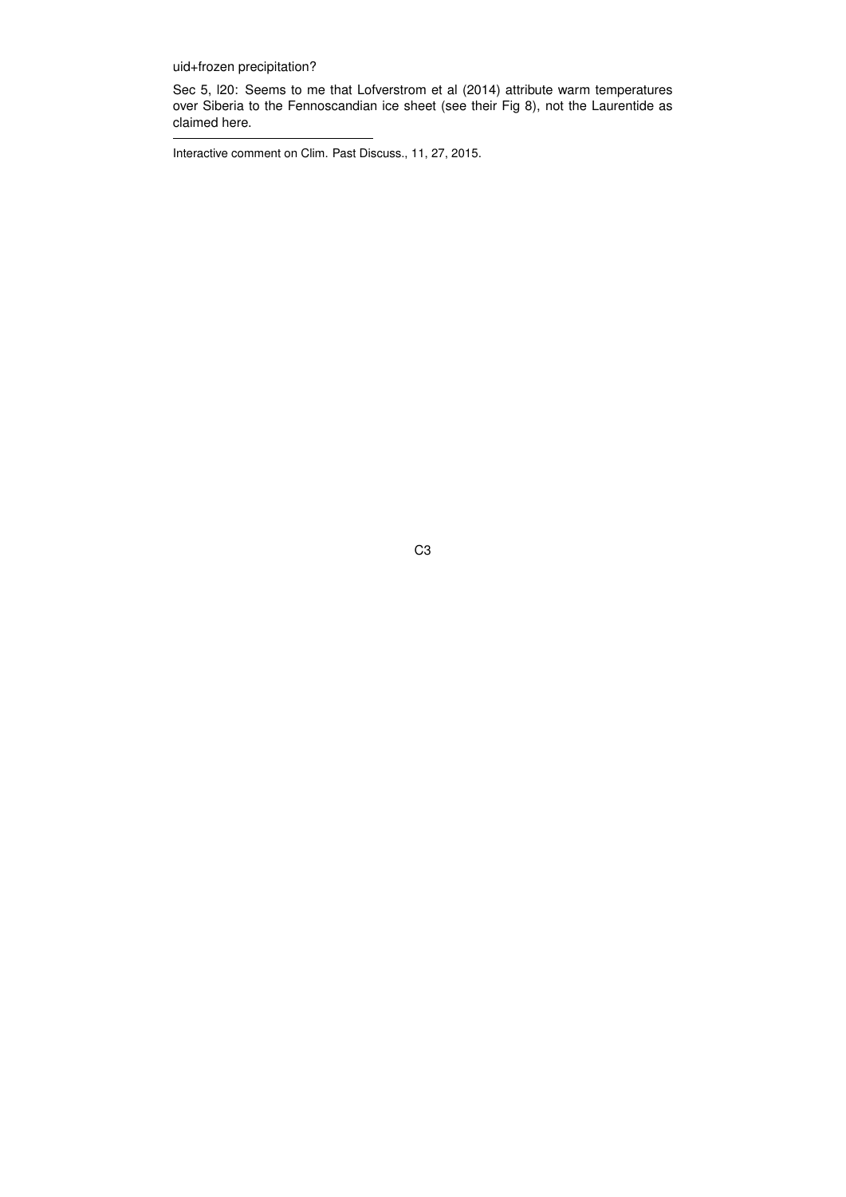uid+frozen precipitation?

Sec 5, l20: Seems to me that Lofverstrom et al (2014) attribute warm temperatures over Siberia to the Fennoscandian ice sheet (see their Fig 8), not the Laurentide as claimed here.

---

Interactive comment on Clim. Past Discuss., 11, 27, 2015.